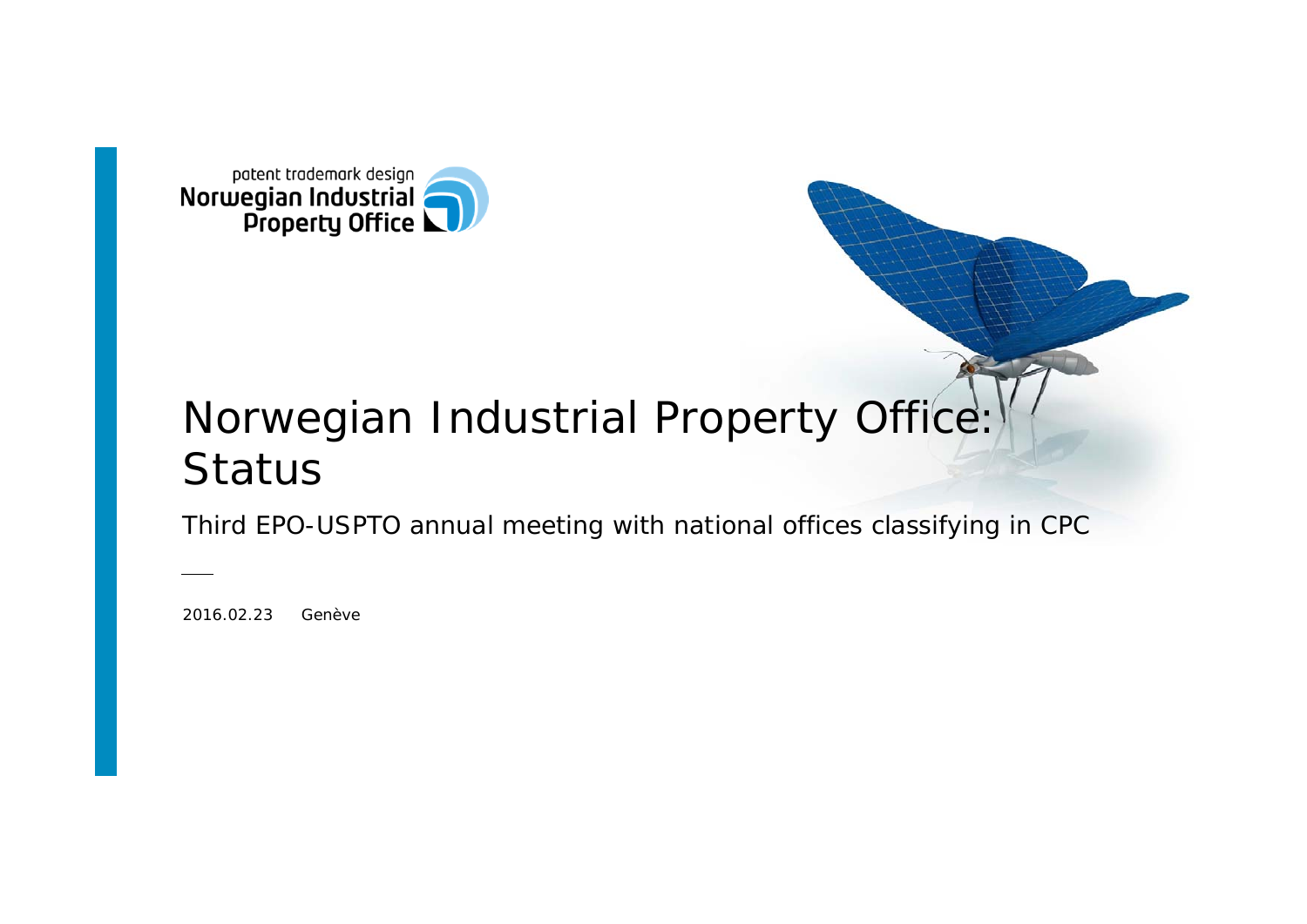patent trademark design
Norwegian Industrial Property Office

# Norwegian Industrial Property Office: Status

Third EPO-USPTO annual meeting with national offices classifying in CPC

2016.02.23 Genève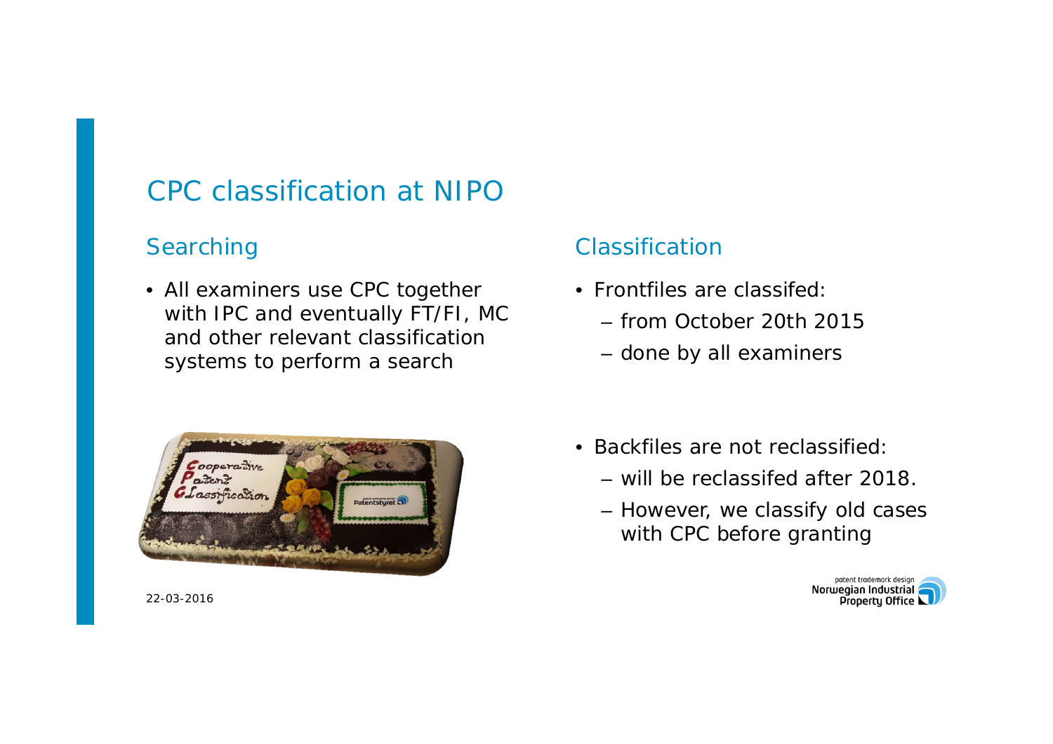# CPC classification at NIPO

## Searching

- All examiners use CPC together with IPC and eventually FT/FI, MC and other relevant classification systems to perform a search

## Classification

- Frontfiles are classifed:
  - from October 20th 2015
  - done by all examiners

- Backfiles are not reclassified:
  - will be reclassifed after 2018.
  - However, we classify old cases with CPC before granting

22-03-2016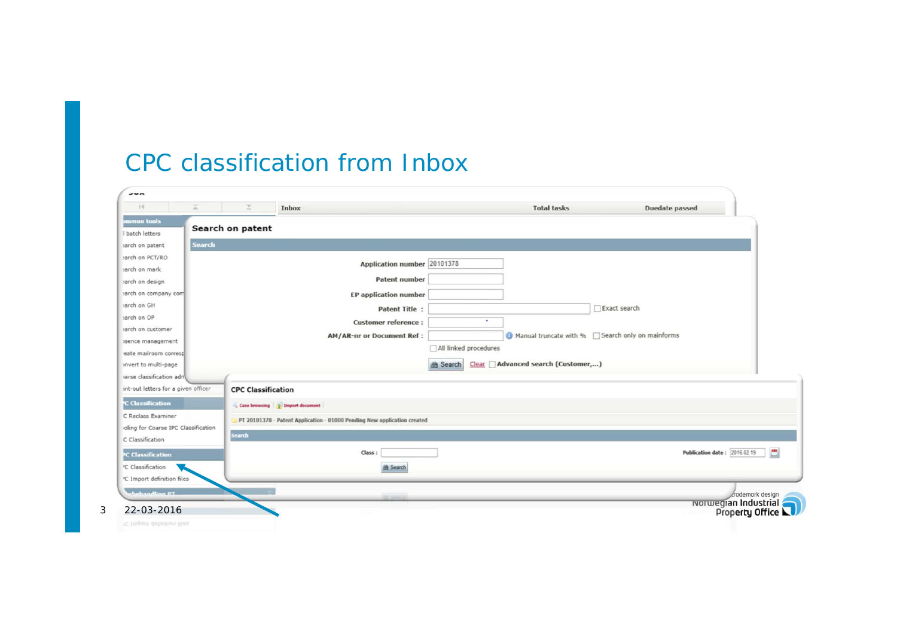# CPC classification from Inbox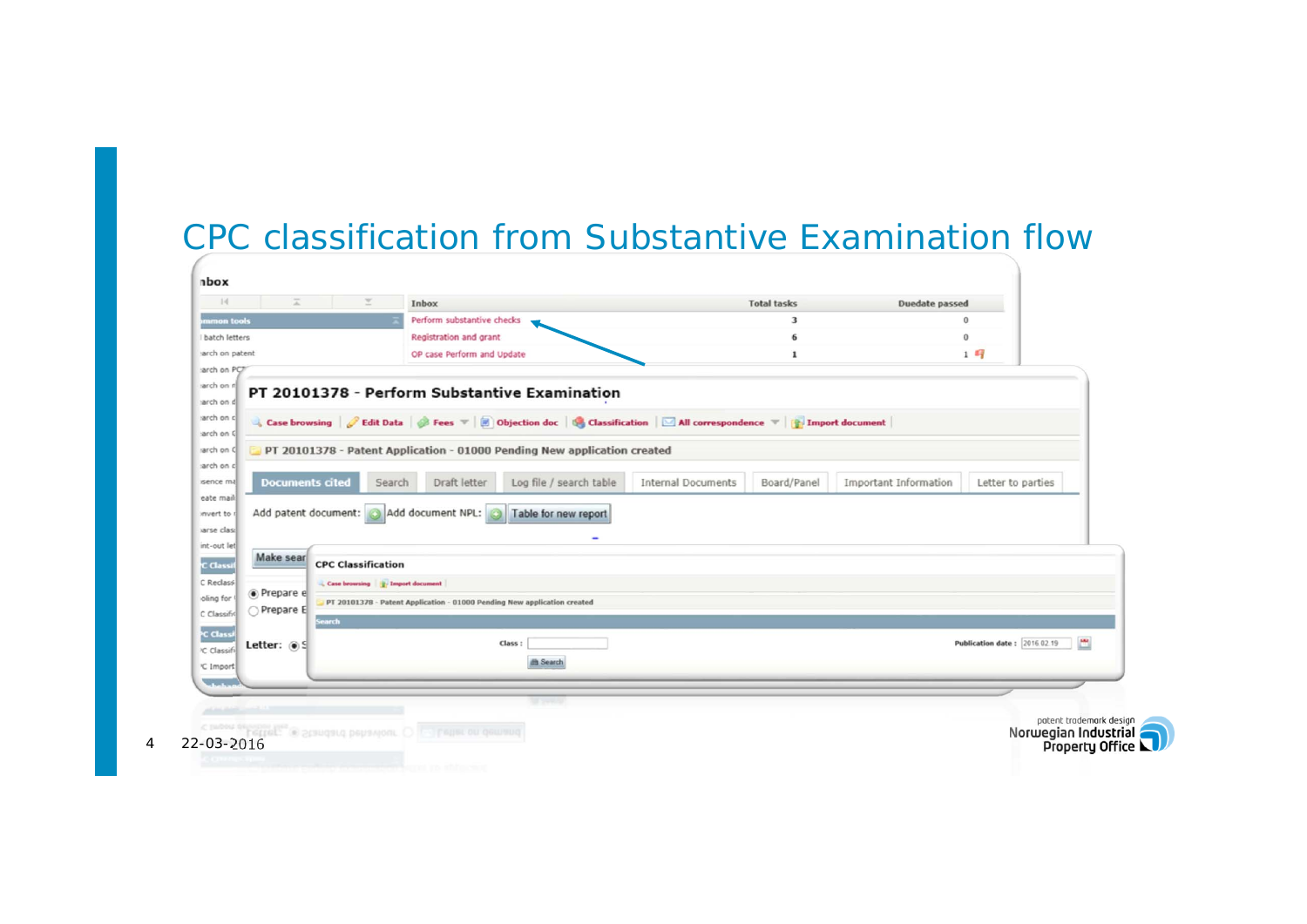# CPC classification from Substantive Examination flow

nbox

| Inbox | Total tasks | Duedate passed |
| --- | --- | --- |
| Perform substantive checks | 3 | 0 |
| Registration and grant | 6 | 0 |
| OP case Perform and Update | 1 | 1 |

## PT 20101378 - Perform Substantive Examination

Case browsing | Edit Data | Fees | Objection doc | Classification | All correspondence | Import document

PT 20101378 - Patent Application - 01000 Pending New application created

Documents cited | Search | Draft letter | Log file / search table | Internal Documents | Board/Panel | Important Information | Letter to parties

Add patent document: Add document NPL: Table for new report

Make sear

Prepare e

Prepare E

Letter:

### CPC Classification

Case browsing | Import document

PT 20101378 - Patent Application - 01000 Pending New application created

Search

Class :

Publication date : 2016.02.19

Search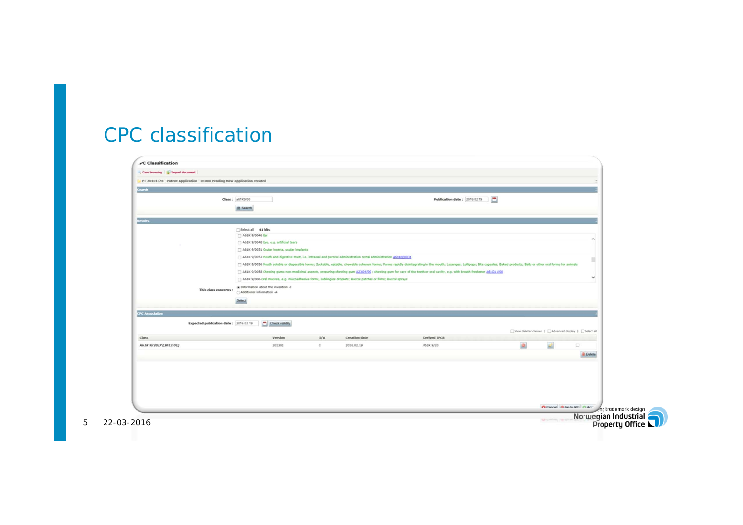# CPC classification

## CPC Classification

Case browsing | Import document

PT 20101378 - Patent Application - 01000 Pending New application created

### Search

Class : a61K9/00

Publication date : 2016.02.19

Search

### Results

Select all 41 hits

- A61K 9/0046 Ear
- A61K 9/0048 Eye, e.g. artificial tears
- A61K 9/0051 Ocular inserts, ocular implants
- A61K 9/0053 Mouth and digestive tract, i.e. intraoral and peroral administration rectal administration A61K9/0031
- A61K 9/0056 Mouth soluble or dispersible forms; Suckable, eatable, chewable coherent forms; Forms rapidly disintegrating in the mouth; Lozenges; Lollipops; Bite capsules; Baked products; Baits or other oral forms for animals
- A61K 9/0058 Chewing gums non-medicinal aspects, preparing chewing gum A23G4/00 ; chewing gum for care of the teeth or oral cavity, e.g. with breath freshener A61Q11/00
- A61K 9/006 Oral mucosa, e.g. mucoadhesive forms, sublingual droplets; Buccal patches or films; Buccal sprays

This class concerns :
- Information about the invention -I
- Additional information -A

Select

### CPC Association

Expected publication date : 2016.02.19 Check validity

View deleted classes | Advanced display | Select all

| Class | Version | I/A | Creation date | Derived IPCR |
|---|---|---|---|---|
| A61K 9/2027 (2013.01) | 201301 | I | 2016.02.19 | A61K 9/20 |

Delete

Cancel | Go to IPC | Acc...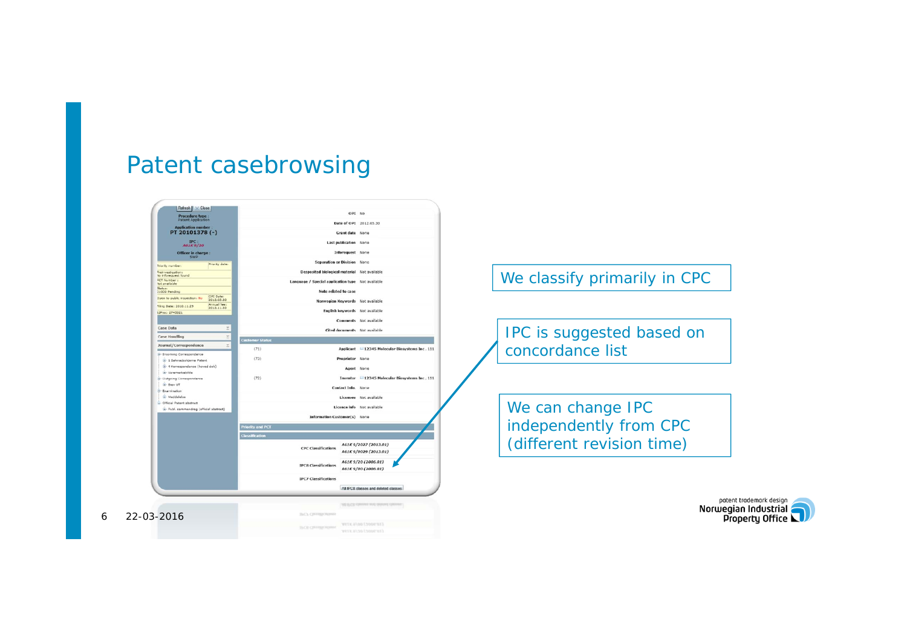# Patent casebrowsing

We classify primarily in CPC

IPC is suggested based on concordance list

We can change IPC independently from CPC (different revision time)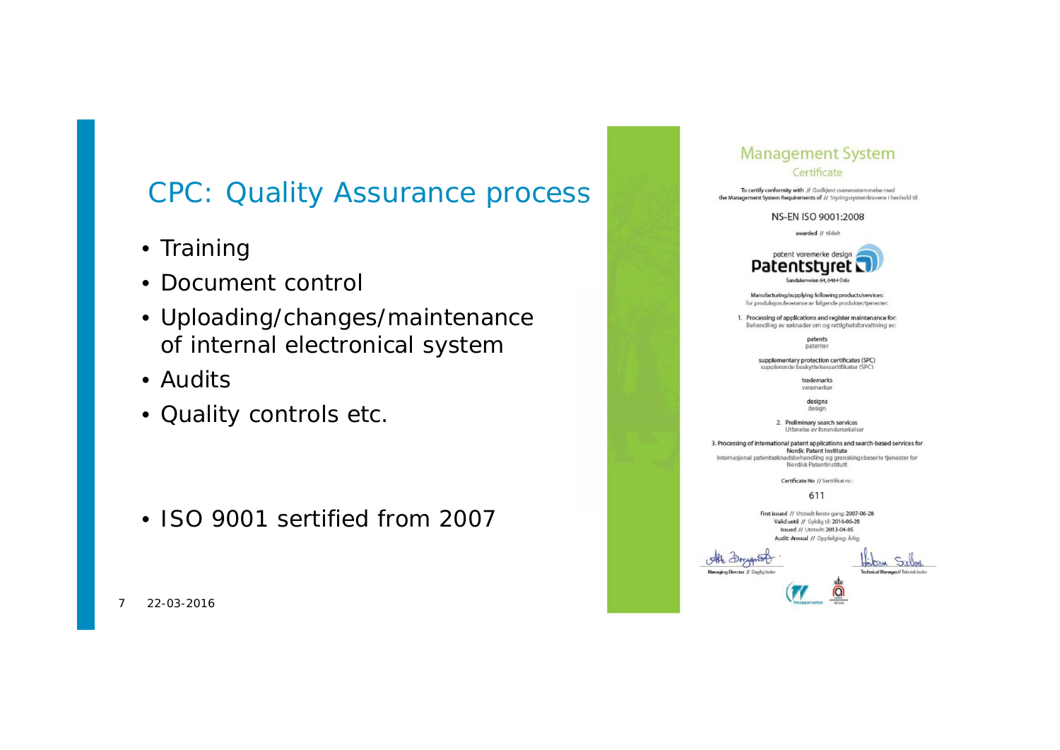## CPC: Quality Assurance process

- Training
- Document control
- Uploading/changes/maintenance of internal electronical system
- Audits
- Quality controls etc.

- ISO 9001 sertified from 2007

Management System

Certificate

To certify conformity with // Godkjent overensstemmelse med the Management System Requirements of // Styringssystemkravene i henhold til

NS-EN ISO 9001:2008

awarded // tildelt

patent varemerke design

Patentstyret

Sandakerveien 64, 0484 Oslo

Manufacturing/supplying following products/services:
for produksjon/leveranse av følgende produkter/tjenester:

1. Processing of applications and register maintenance for:
Behandling av søknader om og rettighetsforvaltning av:

patents
patenter

supplementary protection certificates (SPC)
supplerende beskyttelsessertifikater (SPC)

trademarks
varemerker

designs
design

2. Preliminary search services
Utførelse av forundersøkelser

3. Processing of international patent applications and search-based services for Nordic Patent Institute
Internasjonal patentsøknadsbehandling og granskingsbaserte tjenester for Nordisk Patentinstitutt

Certificate No // Sertifikat nr.:

611

First issued // Utstedt første gang: 2007-06-28
Valid until // Gyldig til: 2016-06-28
Issued // Utstedt: 2013-04-05
Audit: Annual // Oppfølging: Årlig

Managing Director // Daglig leder

Technical Manager // Teknisk leder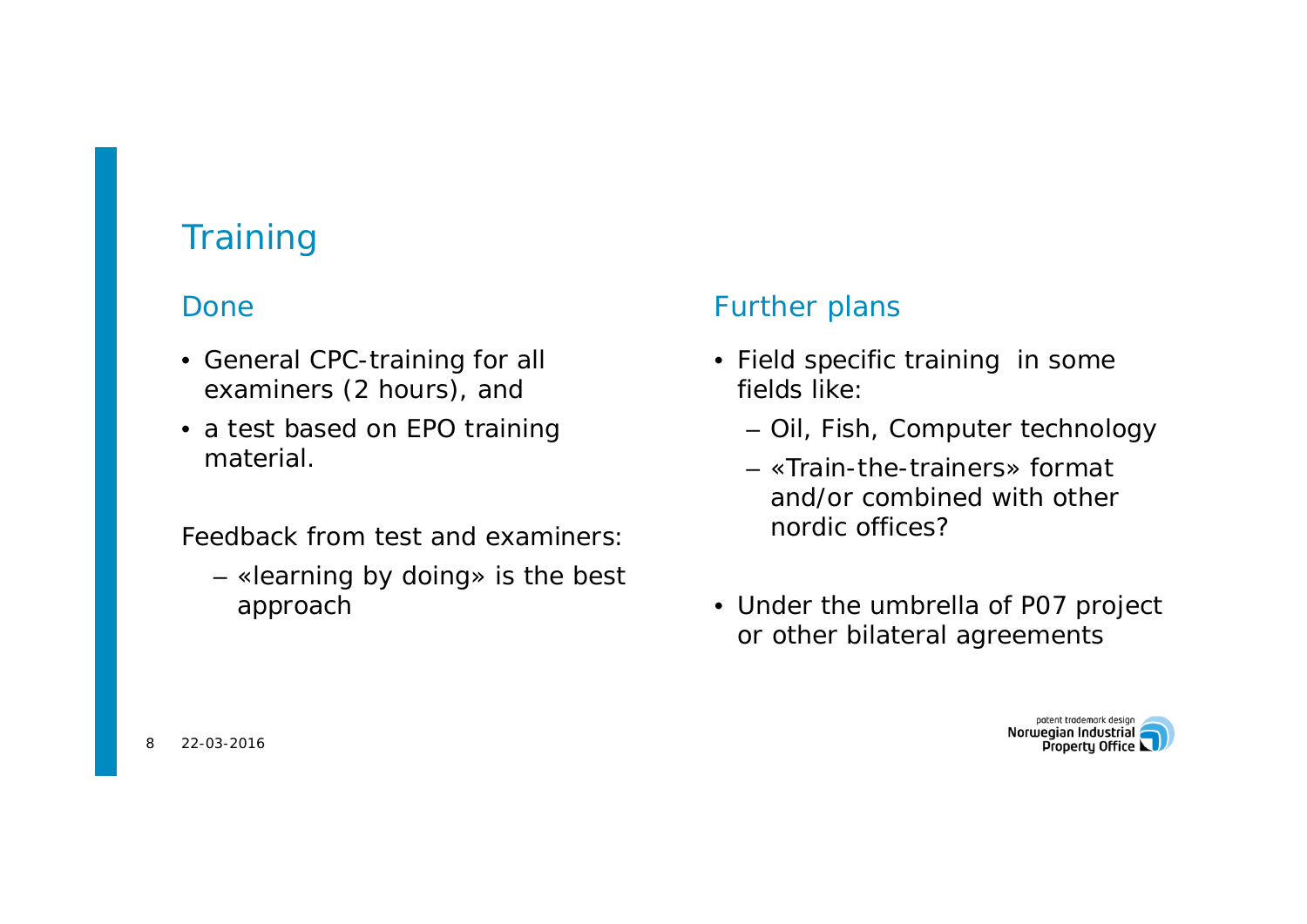# Training

## Done

- General CPC-training for all examiners (2 hours), and
- a test based on EPO training material.

Feedback from test and examiners:

- «learning by doing» is the best approach

## Further plans

- Field specific training in some fields like:
  - Oil, Fish, Computer technology
  - «Train-the-trainers» format and/or combined with other nordic offices?
- Under the umbrella of P07 project or other bilateral agreements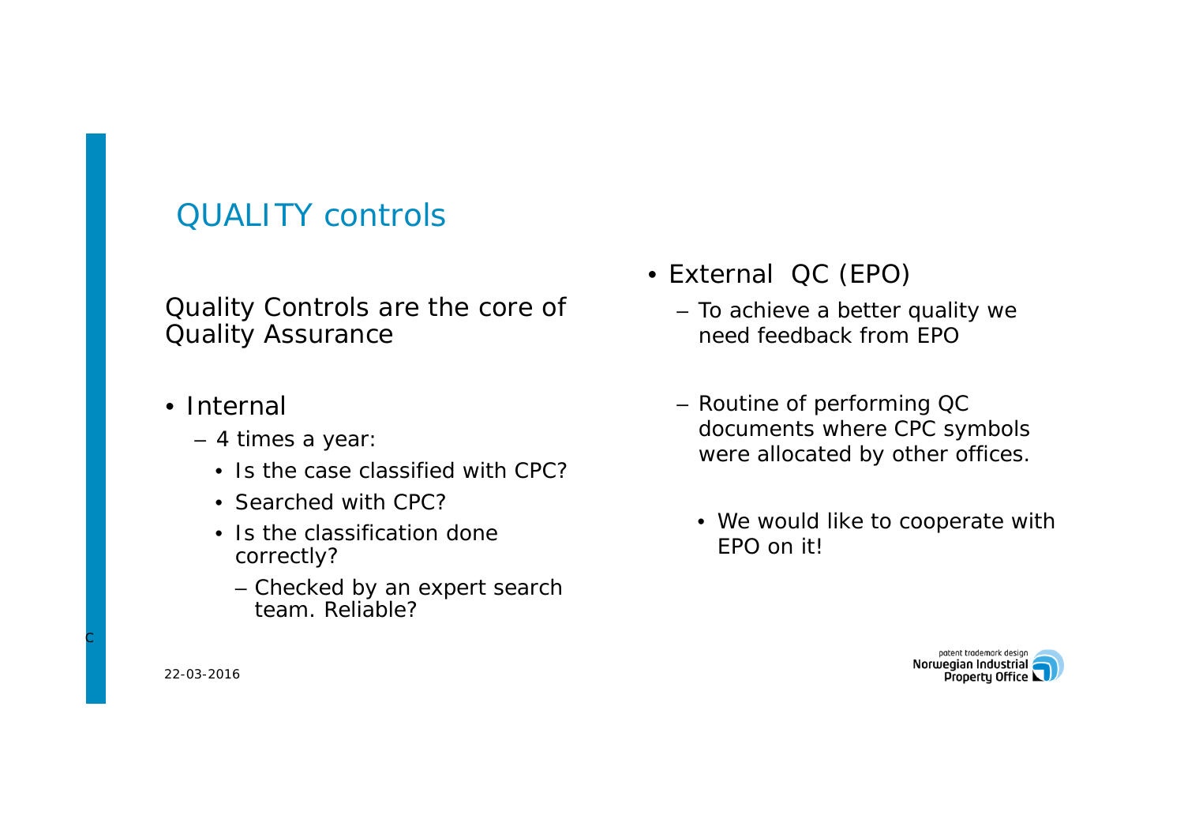# QUALITY controls

Quality Controls are the core of Quality Assurance

- Internal
  - 4 times a year:
    - Is the case classified with CPC?
    - Searched with CPC?
    - Is the classification done correctly?
      - Checked by an expert search team. Reliable?

- External QC (EPO)
  - To achieve a better quality we need feedback from EPO
  - Routine of performing QC documents where CPC symbols were allocated by other offices.
    - We would like to cooperate with EPO on it!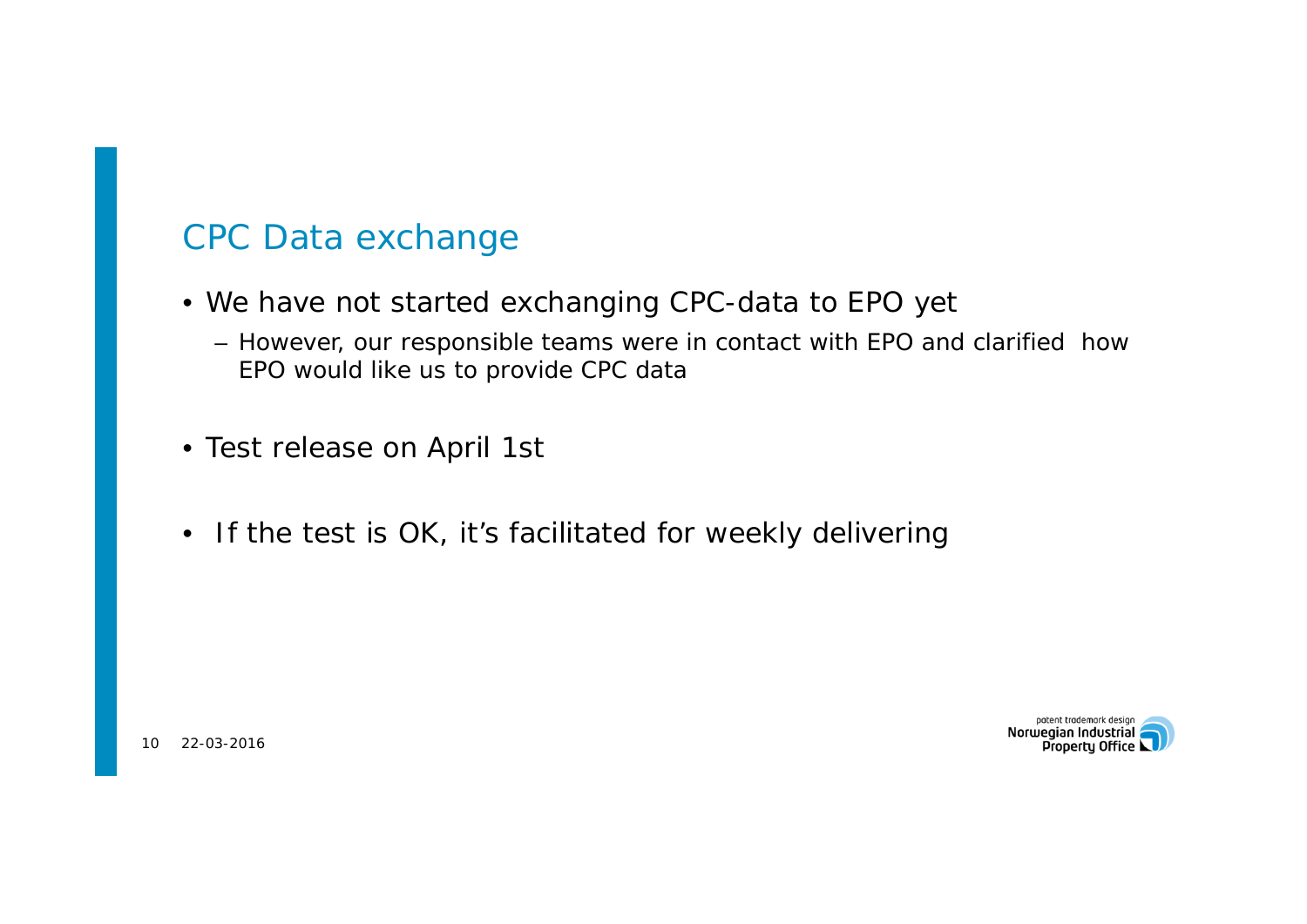## CPC Data exchange

- We have not started exchanging CPC-data to EPO yet
  - However, our responsible teams were in contact with EPO and clarified how EPO would like us to provide CPC data
- Test release on April 1st
- If the test is OK, it's facilitated for weekly delivering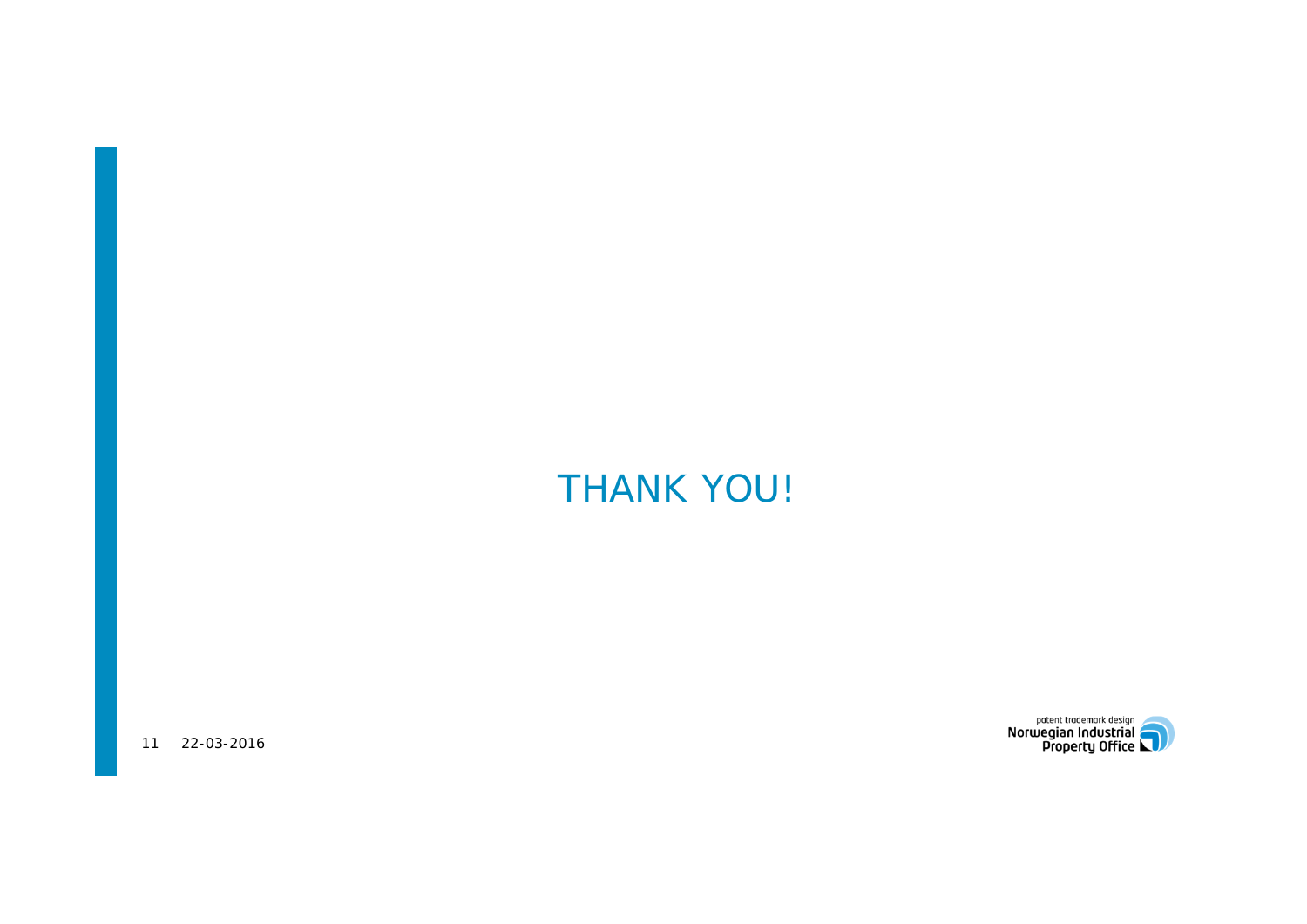# THANK YOU!